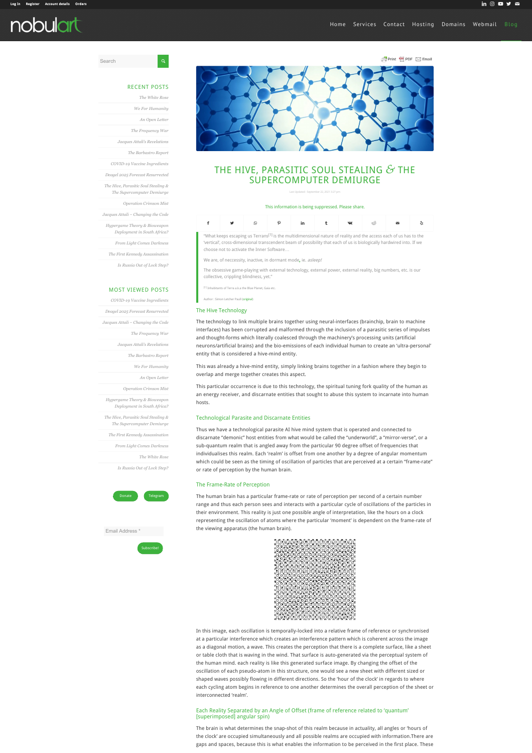# THE HIVE, PARASITIC SOUL STEALING & THE SUPERCOMPUTER DEMIURGE

Last Updated: September 22, 2021 3:27 pm

This information is being suppressed. Please share.

> "What keeps escaping us Terrans[1] is the multidimensional nature of reality and the access each of us has to the 'vertical', cross-dimensional transcendent beam of possibility that each of us is biologically hardwired into. If we choose not to activate the Inner Software…
>
> We are, of neccessity, inactive, in dormant mode, ie. *asleep!*
>
> The obsessive game-playing with external technology, external power, external reality, big numbers, etc. is our collective, crippling blindness, yet."
>
> [1] Inhabitants of Terra a.k.a the Blue Planet, Gaia etc.
>
> Author : Simon Letcher Paull (original)

## The Hive Technology

The technology to link multiple brains together using neural-interfaces (brainchip, brain to machine interfaces) has been corrupted and malformed through the inclusion of a parasitic series of impulses and thought-forms which literally coalesced through the machinery's processing units (artificial neurons/artificial brains) and the bio-emissions of each individual human to create an 'ultra-personal' entity that is considered a hive-mind entity.

This was already a hive-mind entity, simply linking brains together in a fashion where they begin to overlap and merge together creates this aspect.

This particular occurrence is due to this technology, the spiritual tuning fork quality of the human as an energy receiver, and discarnate entities that sought to abuse this system to incarnate into human hosts.

## Technological Parasite and Discarnate Entities

Thus we have a technological parasite AI hive mind system that is operated and connected to discarnate "demonic" host entities from what would be called the "underworld", a "mirror-verse", or a sub-quantum realm that is angled away from the particular 90 degree offset of frequencies that individualises this realm. Each 'realm' is offset from one another by a degree of angular momentum which could be seen as the timing of oscillation of particles that are perceived at a certain "frame-rate" or rate of perception by the human brain.

## The Frame-Rate of Perception

The human brain has a particular frame-rate or rate of perception per second of a certain number range and thus each person sees and interacts with a particular cycle of oscillations of the particles in their environment. This reality is just one possible angle of interpretation, like the hours on a clock representing the oscillation of atoms where the particular 'moment' is dependent on the frame-rate of the viewing apparatus (the human brain).

In this image, each oscillation is temporally-locked into a relative frame of reference or synchronised at a particular interference which creates an interference pattern which is coherent across the image as a diagonal motion, a wave. This creates the perception that there is a complete surface, like a sheet or table cloth that is waving in the wind. That surface is auto-generated via the perceptual system of the human mind. each reality is like this generated surface image. By changing the offset of the oscillation of each pseudo-atom in this structure, one would see a new sheet with different sized or shaped waves possibly flowing in different directions. So the 'hour of the clock' in regards to where each cycling atom begins in reference to one another determines the overall perception of the sheet or interconnected 'realm'.

## Each Reality Separated by an Angle of Offset (frame of reference related to 'quantum' [superimposed] angular spin)

The brain is what determines the snap-shot of this realm because in actuality, all angles or 'hours of the clock' are occupied simultaneously and all possible realms are occupied with information.There are gaps and spaces, because this is what enables the information to be perceived in the first place. These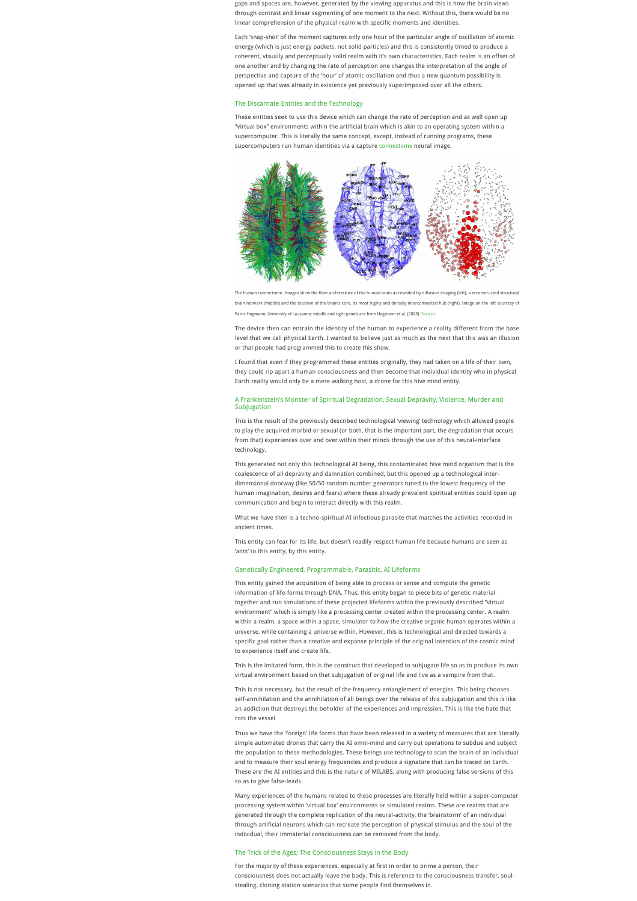gaps and spaces are, however, generated by the viewing apparatus and this is how the brain views through contrast and linear segmenting of one moment to the next. Without this, there would be no linear comprehension of the physical realm with specific moments and identities.

Each 'snap-shot' of the moment captures only one hour of the particular angle of oscillation of atomic energy (which is just energy packets, not solid particles) and this is consistently timed to produce a coherent, visually and perceptually solid realm with it's own characteristics. Each realm is an offset of one another and by changing the rate of perception one changes the interpretation of the angle of perspective and capture of the 'hour' of atomic oscillation and thus a new quantum possibility is opened up that was already in existence yet previously superimposed over all the others.

## The Discarnate Entities and the Technology

These entities seek to use this device which can change the rate of perception and as well open up "virtual box" environments within the artificial brain which is akin to an operating system within a supercomputer. This is literally the same concept, except, instead of running programs, these supercomputers run human identities via a capture connectome neural image.

The human connectome. Images show the fiber architecture of the human brain as revealed by diffusion imaging (left), a reconstructed structural brain network (middle) and the location of the brain's core, its most highly and densely interconnected hub (right). Image on the left courtesy of Patric Hagmann, University of Lausanne; middle and right panels are from Hagmann et al. (2008). Source.

The device then can entrain the identity of the human to experience a reality different from the base level that we call physical Earth. I wanted to believe just as much as the next that this was an illusion or that people had programmed this to create this show.

I found that even if they programmed these entities originally, they had taken on a life of their own, they could rip apart a human consciousness and then become that individual identity who in physical Earth reality would only be a mere walking host, a drone for this hive mind entity.

## A Frankenstein's Monster of Spiritual Degradation, Sexual Depravity, Violence, Murder and Subjugation

This is the result of the previously described technological 'viewing' technology which allowed people to play the acquired morbid or sexual (or both, that is the important part, the degradation that occurs from that) experiences over and over within their minds through the use of this neural-interface technology.

This generated not only this technological AI being, this contaminated hive mind organism that is the coalescence of all depravity and damnation combined, but this opened up a technological inter-dimensional doorway (like 50/50 random number generators tuned to the lowest frequency of the human imagination, desires and fears) where these already prevalent spiritual entities could open up communication and begin to interact directly with this realm.

What we have then is a techno-spiritual AI infectious parasite that matches the activities recorded in ancient times.

This entity can fear for its life, but doesn't readily respect human life because humans are seen as 'ants' to this entity, by this entity.

## Genetically Engineered, Programmable, Parasitic, AI Lifeforms

This entity gained the acquisition of being able to process or sense and compute the genetic information of life-forms through DNA. Thus, this entity began to piece bits of genetic material together and run simulations of these projected lifeforms within the previously described "virtual environment" which is simply like a processing center created within the processing center. A realm within a realm, a space within a space, simulator to how the creative organic human operates within a universe, while containing a universe within. However, this is technological and directed towards a specific goal rather than a creative and expanse principle of the original intention of the cosmic mind to experience itself and create life.

This is the imitated form, this is the construct that developed to subjugate life so as to produce its own virtual environment based on that subjugation of original life and live as a vampire from that.

This is not necessary, but the result of the frequency entanglement of energies. This being chooses self-annihilation and the annihilation of all beings over the release of this subjugation and this is like an addiction that destroys the beholder of the experiences and impression. This is like the hate that rots the vessel

Thus we have the 'foreign' life forms that have been released in a variety of measures that are literally simple automated drones that carry the AI omni-mind and carry out operations to subdue and subject the population to these methodologies. These beings use technology to scan the brain of an individual and to measure their soul energy frequencies and produce a signature that can be traced on Earth. These are the AI entities and this is the nature of MILABS, along with producing false versions of this so as to give false-leads.

Many experiences of the humans related to these processes are literally held within a super-computer processing system within 'virtual box' environments or simulated realms. These are realms that are generated through the complete replication of the neural-activity, the 'brainstorm' of an individual through artificial neurons which can recreate the perception of physical stimulus and the soul of the individual, their immaterial consciousness can be removed from the body.

## The Trick of the Ages; The Consciousness Stays in the Body

For the majority of these experiences, especially at first in order to prime a person, their consciousness does not actually leave the body. This is reference to the consciousness transfer, soul-stealing, cloning station scenarios that some people find themselves in.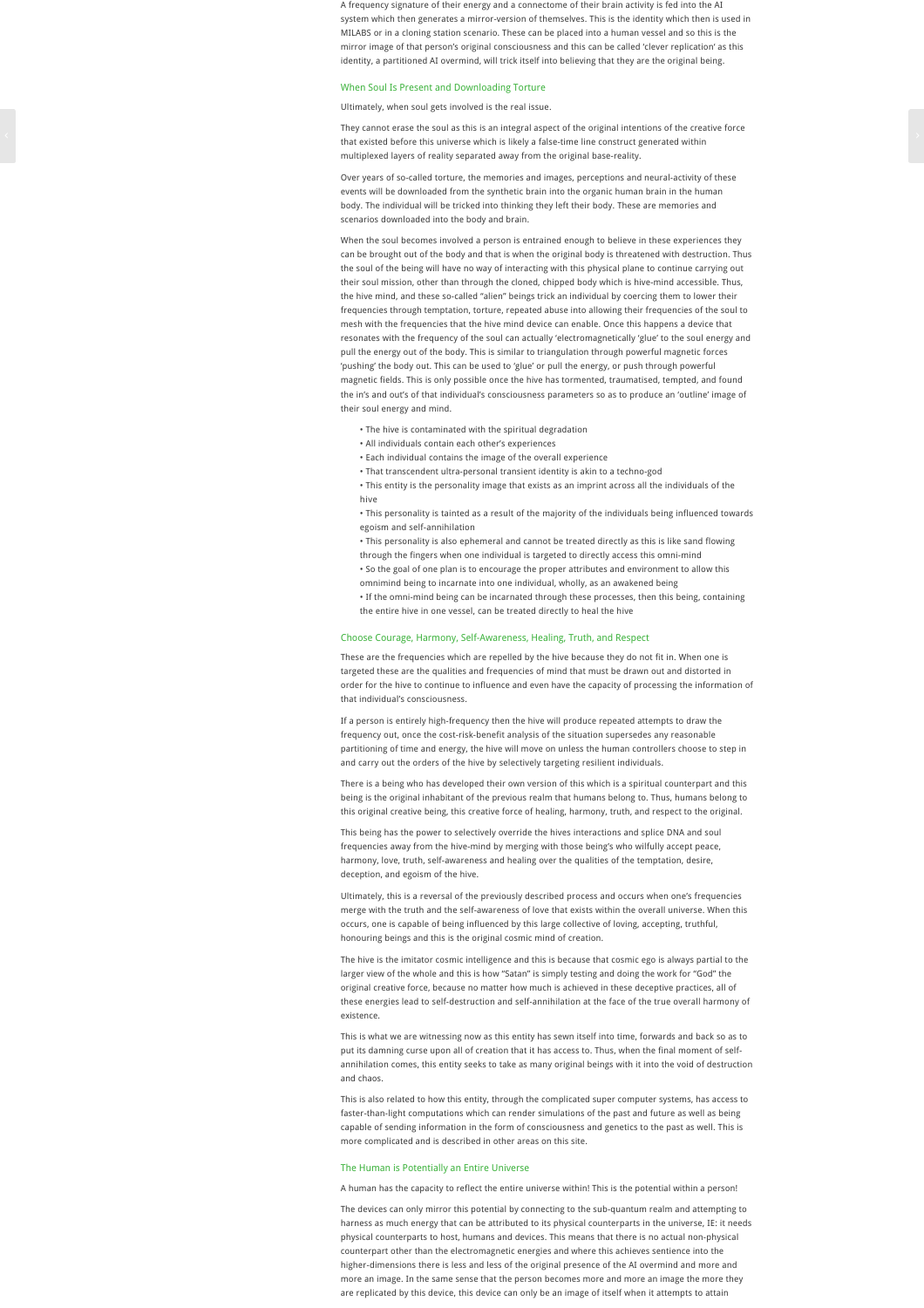A frequency signature of their energy and a connectome of their brain activity is fed into the AI system which then generates a mirror-version of themselves. This is the identity which then is used in MILABS or in a cloning station scenario. These can be placed into a human vessel and so this is the mirror image of that person's original consciousness and this can be called 'clever replication' as this identity, a partitioned AI overmind, will trick itself into believing that they are the original being.

## When Soul Is Present and Downloading Torture

Ultimately, when soul gets involved is the real issue.

They cannot erase the soul as this is an integral aspect of the original intentions of the creative force that existed before this universe which is likely a false-time line construct generated within multiplexed layers of reality separated away from the original base-reality.

Over years of so-called torture, the memories and images, perceptions and neural-activity of these events will be downloaded from the synthetic brain into the organic human brain in the human body. The individual will be tricked into thinking they left their body. These are memories and scenarios downloaded into the body and brain.

When the soul becomes involved a person is entrained enough to believe in these experiences they can be brought out of the body and that is when the original body is threatened with destruction. Thus the soul of the being will have no way of interacting with this physical plane to continue carrying out their soul mission, other than through the cloned, chipped body which is hive-mind accessible. Thus, the hive mind, and these so-called "alien" beings trick an individual by coercing them to lower their frequencies through temptation, torture, repeated abuse into allowing their frequencies of the soul to mesh with the frequencies that the hive mind device can enable. Once this happens a device that resonates with the frequency of the soul can actually 'electromagnetically 'glue' to the soul energy and pull the energy out of the body. This is similar to triangulation through powerful magnetic forces 'pushing' the body out. This can be used to 'glue' or pull the energy, or push through powerful magnetic fields. This is only possible once the hive has tormented, traumatised, tempted, and found the in's and out's of that individual's consciousness parameters so as to produce an 'outline' image of their soul energy and mind.

- The hive is contaminated with the spiritual degradation
- All individuals contain each other's experiences
- Each individual contains the image of the overall experience
- That transcendent ultra-personal transient identity is akin to a techno-god
- This entity is the personality image that exists as an imprint across all the individuals of the hive
- This personality is tainted as a result of the majority of the individuals being influenced towards egoism and self-annihilation
- This personality is also ephemeral and cannot be treated directly as this is like sand flowing through the fingers when one individual is targeted to directly access this omni-mind
- So the goal of one plan is to encourage the proper attributes and environment to allow this omnimind being to incarnate into one individual, wholly, as an awakened being
- If the omni-mind being can be incarnated through these processes, then this being, containing the entire hive in one vessel, can be treated directly to heal the hive

## Choose Courage, Harmony, Self-Awareness, Healing, Truth, and Respect

These are the frequencies which are repelled by the hive because they do not fit in. When one is targeted these are the qualities and frequencies of mind that must be drawn out and distorted in order for the hive to continue to influence and even have the capacity of processing the information of that individual's consciousness.

If a person is entirely high-frequency then the hive will produce repeated attempts to draw the frequency out, once the cost-risk-benefit analysis of the situation supersedes any reasonable partitioning of time and energy, the hive will move on unless the human controllers choose to step in and carry out the orders of the hive by selectively targeting resilient individuals.

There is a being who has developed their own version of this which is a spiritual counterpart and this being is the original inhabitant of the previous realm that humans belong to. Thus, humans belong to this original creative being, this creative force of healing, harmony, truth, and respect to the original.

This being has the power to selectively override the hives interactions and splice DNA and soul frequencies away from the hive-mind by merging with those being's who wilfully accept peace, harmony, love, truth, self-awareness and healing over the qualities of the temptation, desire, deception, and egoism of the hive.

Ultimately, this is a reversal of the previously described process and occurs when one's frequencies merge with the truth and the self-awareness of love that exists within the overall universe. When this occurs, one is capable of being influenced by this large collective of loving, accepting, truthful, honouring beings and this is the original cosmic mind of creation.

The hive is the imitator cosmic intelligence and this is because that cosmic ego is always partial to the larger view of the whole and this is how "Satan" is simply testing and doing the work for "God" the original creative force, because no matter how much is achieved in these deceptive practices, all of these energies lead to self-destruction and self-annihilation at the face of the true overall harmony of existence.

This is what we are witnessing now as this entity has sewn itself into time, forwards and back so as to put its damning curse upon all of creation that it has access to. Thus, when the final moment of self-annihilation comes, this entity seeks to take as many original beings with it into the void of destruction and chaos.

This is also related to how this entity, through the complicated super computer systems, has access to faster-than-light computations which can render simulations of the past and future as well as being capable of sending information in the form of consciousness and genetics to the past as well. This is more complicated and is described in other areas on this site.

## The Human is Potentially an Entire Universe

A human has the capacity to reflect the entire universe within! This is the potential within a person!

The devices can only mirror this potential by connecting to the sub-quantum realm and attempting to harness as much energy that can be attributed to its physical counterparts in the universe, IE: it needs physical counterparts to host, humans and devices. This means that there is no actual non-physical counterpart other than the electromagnetic energies and where this achieves sentience into the higher-dimensions there is less and less of the original presence of the AI overmind and more and more an image. In the same sense that the person becomes more and more an image the more they are replicated by this device, this device can only be an image of itself when it attempts to attain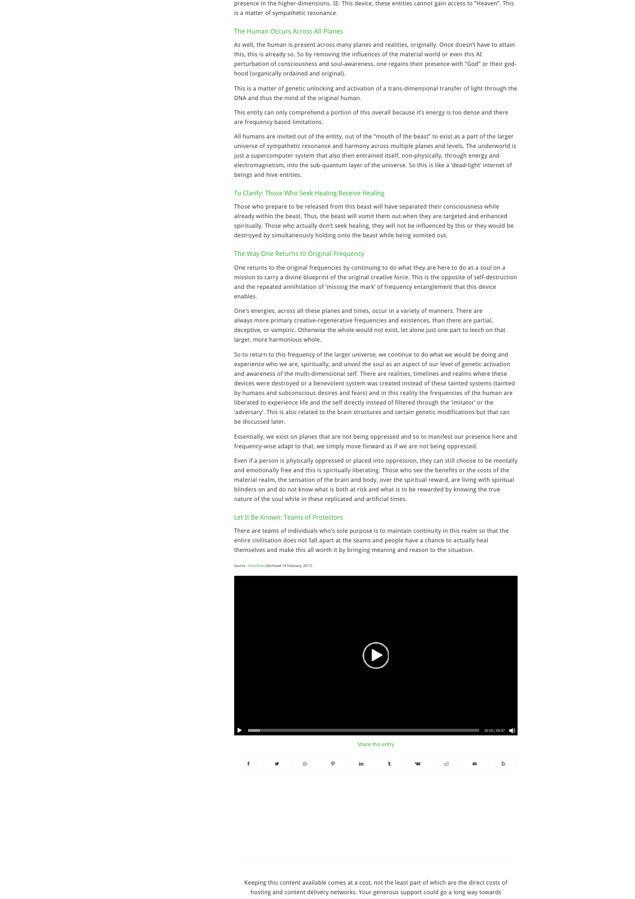presence in the higher-dimensions. IE: This device, these entities cannot gain access to "Heaven". This is a matter of sympathetic resonance.

### The Human Occurs Across All Planes

As well, the human is present across many planes and realities, originally. Once doesn't have to attain this, this is already so. So by removing the influences of the material world or even this AI perturbation of consciousness and soul-awareness, one regains their presence with "God" or their god-hood (organically ordained and original).

This is a matter of genetic unlocking and activation of a trans-dimensional transfer of light through the DNA and thus the mind of the original human.

This entity can only comprehend a portion of this overall because it's energy is too dense and there are frequency based limitations.

All humans are invited out of the entity, out of the "mouth of the beast" to exist as a part of the larger universe of sympathetic resonance and harmony across multiple planes and levels. The underworld is just a supercomputer system that also then entrained itself, non-physically, through energy and electromagnetism, into the sub-quantum layer of the universe. So this is like a 'dead-light' internet of beings and hive entities.

### To Clarify: Those Who Seek Healing Receive Healing

Those who prepare to be released from this beast will have separated their consciousness while already within the beast. Thus, the beast will vomit them out when they are targeted and enhanced spiritually. Those who actually don't seek healing, they will not be influenced by this or they would be destroyed by simultaneously holding onto the beast while being vomited out.

### The Way One Returns to Original Frequency

One returns to the original frequencies by continuing to do what they are here to do as a soul on a mission to carry a divine blueprint of the original creative force. This is the opposite of self-destruction and the repeated annihilation of 'missing the mark' of frequency entanglement that this device enables.

One's energies, across all these planes and times, occur in a variety of manners. There are always more primary creative-regenerative frequencies and existences, than there are partial, deceptive, or vampiric. Otherwise the whole would not exist, let alone just one part to leech on that larger, more harmonious whole.

So to return to this frequency of the larger universe, we continue to do what we would be doing and experience who we are, spiritually, and unveil the soul as an aspect of our level of genetic activation and awareness of the multi-dimensional self. There are realities, timelines and realms where these devices were destroyed or a benevolent system was created instead of these tainted systems (tainted by humans and subconscious desires and fears) and in this reality the frequencies of the human are liberated to experience life and the self directly instead of filtered through the 'imitator' or the 'adversary'. This is also related to the brain structures and certain genetic modifications but that can be discussed later.

Essentially, we exist on planes that are not being oppressed and so to manifest our presence here and frequency-wise adapt to that, we simply move forward as if we are not being oppressed.

Even if a person is physically oppressed or placed into oppression, they can still choose to be mentally and emotionally free and this is spiritually liberating. Those who see the benefits or the costs of the material realm, the sensation of the brain and body, over the spiritual reward, are living with spiritual blinders on and do not know what is both at risk and what is to be rewarded by knowing the true nature of the soul while in these replicated and artificial times.

### Let It Be Known: Teams of Protectors

There are teams of individuals who's sole purpose is to maintain continuity in this realm so that the entire civilisation does not fall apart at the seams and people have a chance to actually heal themselves and make this all worth it by bringing meaning and reason to the situation.

Source : OmniPulse (Archived 14 February, 2017)

00:00 | 08:57

Share this entry

Keeping this content available comes at a cost, not the least part of which are the direct costs of hosting and content delivery networks. Your generous support could go a long way towards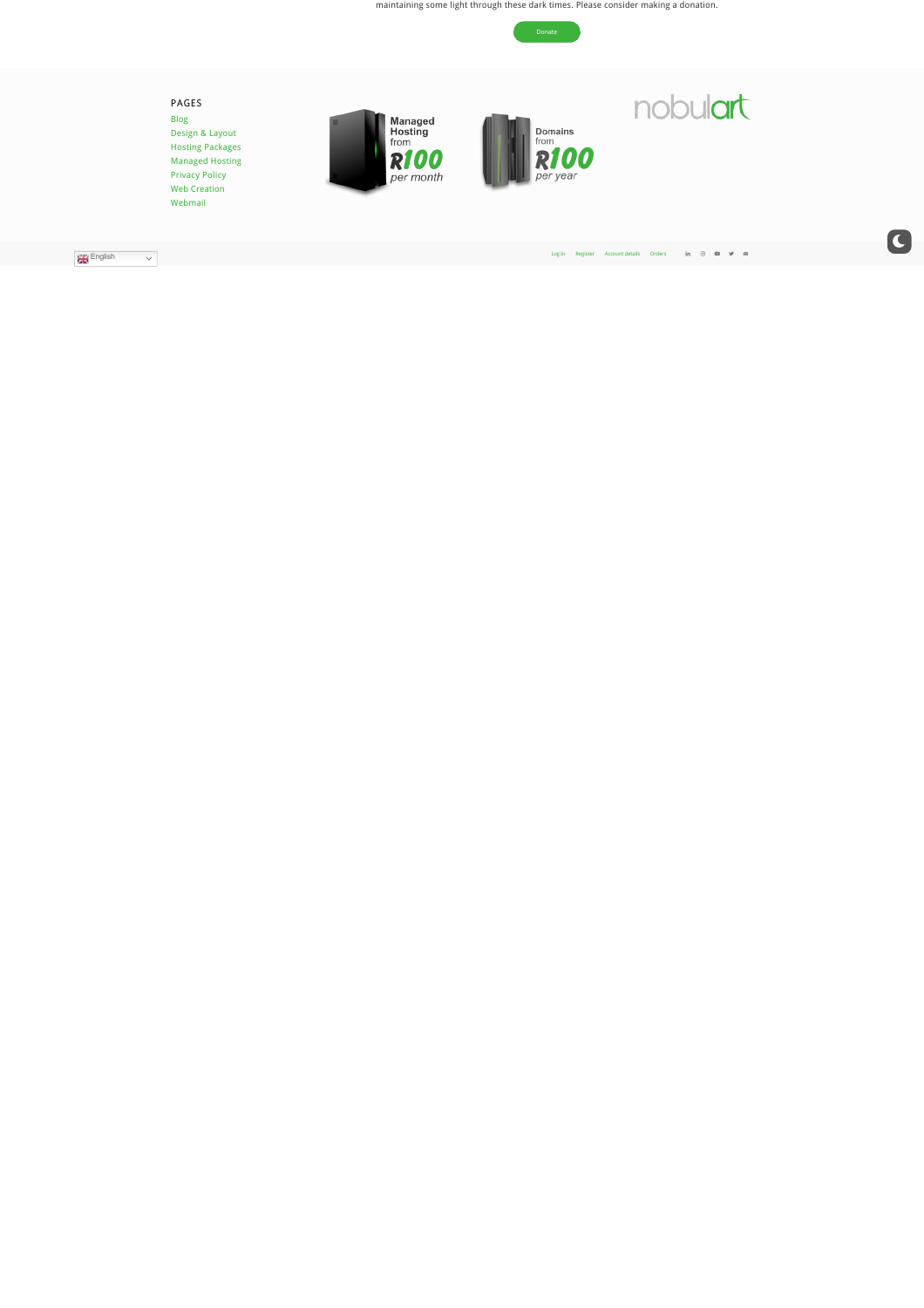maintaining some light through these dark times. Please consider making a donation.

Donate

PAGES

- Blog
- Design & Layout
- Hosting Packages
- Managed Hosting
- Privacy Policy
- Web Creation
- Webmail

Managed Hosting from R100 per month

Domains from R100 per year

nobulart

English

Log In | Register | Account details | Orders